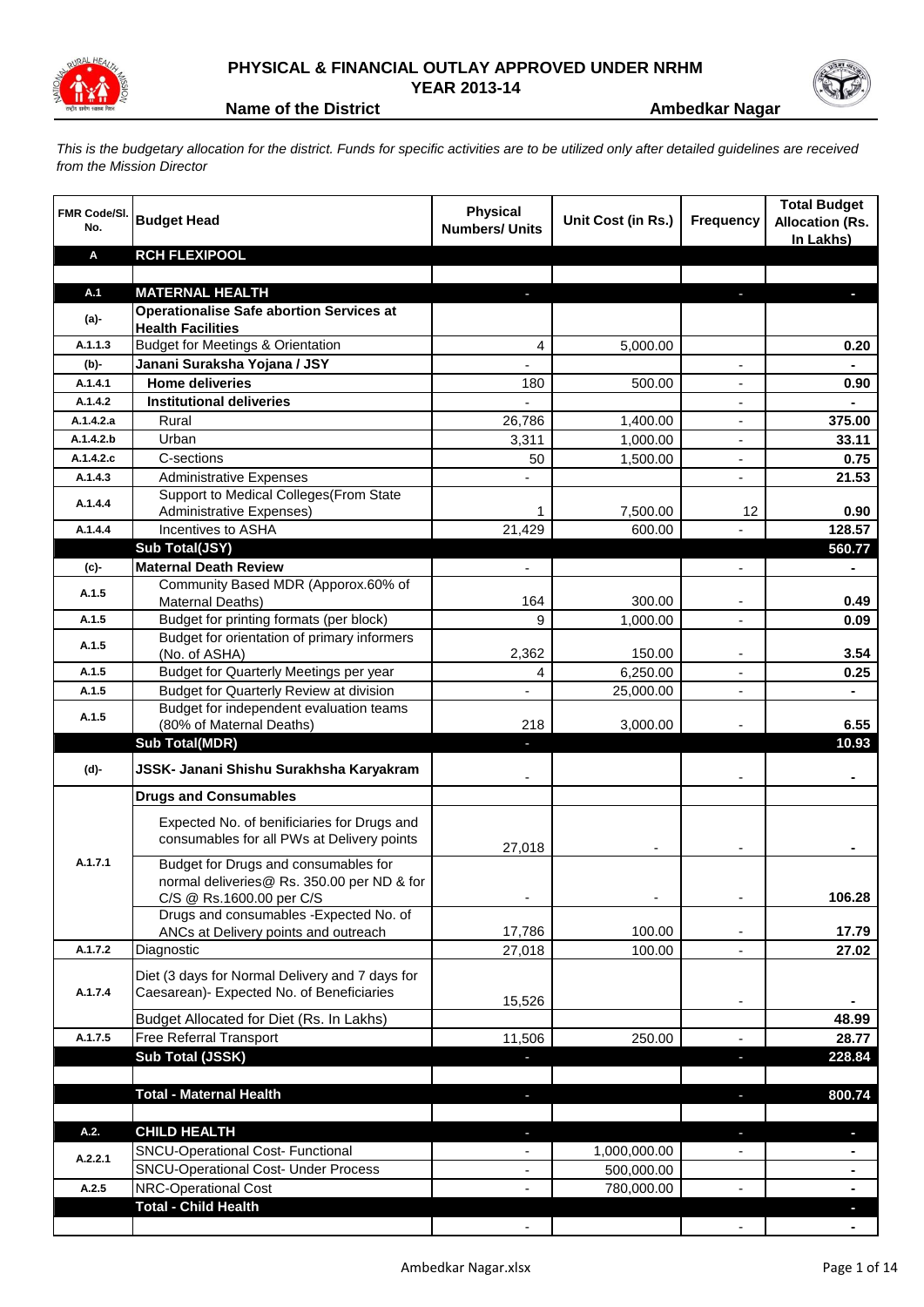# PHYSICAL & FINANCIAL OUTLAY APPROVED UNDER NRHM
## YEAR 2013-14

**Name of the District** **Ambedkar Nagar**

*This is the budgetary allocation for the district. Funds for specific activities are to be utilized only after detailed guidelines are received from the Mission Director*

| FMR Code/Sl. No. | Budget Head | Physical Numbers/ Units | Unit Cost (in Rs.) | Frequency | Total Budget Allocation (Rs. In Lakhs) |
|---|---|---|---|---|---|
| **A** | **RCH FLEXIPOOL** | | | | |
| | | | | | |
| **A.1** | **MATERNAL HEALTH** | - | | - | - |
| (a)- | **Operationalise Safe abortion Services at Health Facilities** | | | | |
| A.1.1.3 | Budget for Meetings & Orientation | 4 | 5,000.00 | | 0.20 |
| (b)- | **Janani Suraksha Yojana / JSY** | - | | - | - |
| A.1.4.1 | **Home deliveries** | 180 | 500.00 | - | 0.90 |
| A.1.4.2 | **Institutional deliveries** | - | | - | - |
| A.1.4.2.a | Rural | 26,786 | 1,400.00 | - | 375.00 |
| A.1.4.2.b | Urban | 3,311 | 1,000.00 | - | 33.11 |
| A.1.4.2.c | C-sections | 50 | 1,500.00 | - | 0.75 |
| A.1.4.3 | Administrative Expenses | - | | - | 21.53 |
| A.1.4.4 | Support to Medical Colleges(From State Administrative Expenses) | 1 | 7,500.00 | 12 | 0.90 |
| A.1.4.4 | Incentives to ASHA | 21,429 | 600.00 | - | 128.57 |
| | **Sub Total(JSY)** | | | | **560.77** |
| (c)- | **Maternal Death Review** | - | | - | - |
| A.1.5 | Community Based MDR (Apporox.60% of Maternal Deaths) | 164 | 300.00 | - | 0.49 |
| A.1.5 | Budget for printing formats (per block) | 9 | 1,000.00 | - | 0.09 |
| A.1.5 | Budget for orientation of primary informers (No. of ASHA) | 2,362 | 150.00 | - | 3.54 |
| A.1.5 | Budget for Quarterly Meetings per year | 4 | 6,250.00 | - | 0.25 |
| A.1.5 | Budget for Quarterly Review at division | - | 25,000.00 | - | - |
| A.1.5 | Budget for independent evaluation teams (80% of Maternal Deaths) | 218 | 3,000.00 | - | 6.55 |
| | **Sub Total(MDR)** | - | | | **10.93** |
| (d)- | **JSSK- Janani Shishu Surakhsha Karyakram** | - | | - | - |
| A.1.7.1 | **Drugs and Consumables** | | | | |
| | Expected No. of benificiaries for Drugs and consumables for all PWs at Delivery points | 27,018 | - | - | - |
| | Budget for Drugs and consumables for normal deliveries@ Rs. 350.00 per ND & for C/S @ Rs.1600.00 per C/S | - | - | - | 106.28 |
| | Drugs and consumables -Expected No. of ANCs at Delivery points and outreach | 17,786 | 100.00 | - | 17.79 |
| A.1.7.2 | Diagnostic | 27,018 | 100.00 | - | 27.02 |
| A.1.7.4 | Diet (3 days for Normal Delivery and 7 days for Caesarean)- Expected No. of Beneficiaries | 15,526 | | - | - |
| | Budget Allocated for Diet (Rs. In Lakhs) | | | | 48.99 |
| A.1.7.5 | Free Referral Transport | 11,506 | 250.00 | - | 28.77 |
| | **Sub Total (JSSK)** | - | | - | **228.84** |
| | | | | | |
| | **Total - Maternal Health** | - | | - | **800.74** |
| | | | | | |
| **A.2.** | **CHILD HEALTH** | - | | - | - |
| A.2.2.1 | SNCU-Operational Cost- Functional | - | 1,000,000.00 | - | - |
| | SNCU-Operational Cost- Under Process | - | 500,000.00 | | - |
| A.2.5 | NRC-Operational Cost | - | 780,000.00 | - | - |
| | **Total - Child Health** | | | | - |
| | | - | | - | - |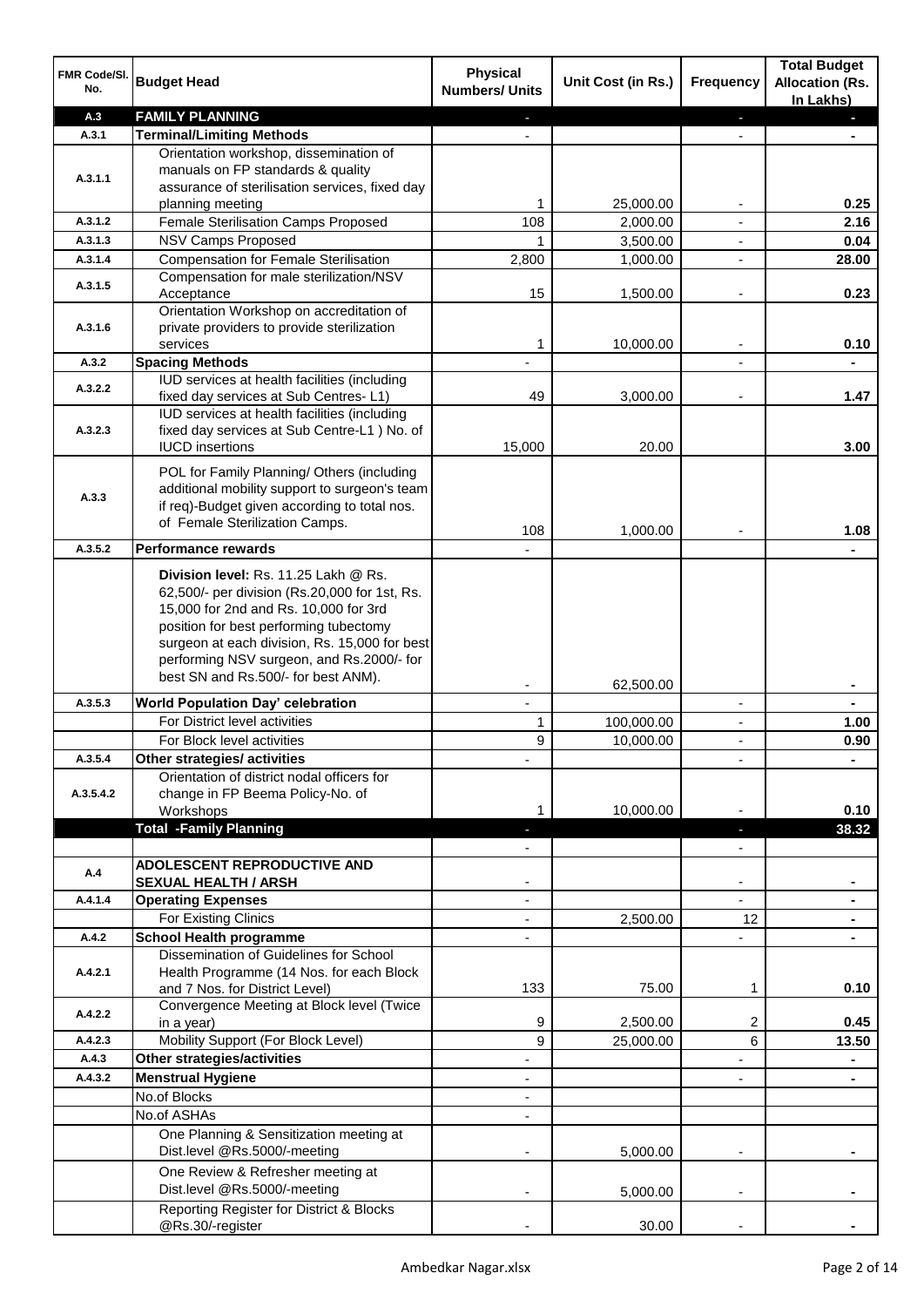| FMR Code/Sl. No. | Budget Head | Physical Numbers/ Units | Unit Cost (in Rs.) | Frequency | Total Budget Allocation (Rs. In Lakhs) |
|---|---|---|---|---|---|
| **A.3** | **FAMILY PLANNING** | - | | - | - |
| **A.3.1** | **Terminal/Limiting Methods** | - | | - | - |
| A.3.1.1 | Orientation workshop, dissemination of manuals on FP standards & quality assurance of sterilisation services, fixed day planning meeting | 1 | 25,000.00 | - | **0.25** |
| A.3.1.2 | Female Sterilisation Camps Proposed | 108 | 2,000.00 | - | **2.16** |
| A.3.1.3 | NSV Camps Proposed | 1 | 3,500.00 | - | **0.04** |
| A.3.1.4 | Compensation for Female Sterilisation | 2,800 | 1,000.00 | - | **28.00** |
| A.3.1.5 | Compensation for male sterilization/NSV Acceptance | 15 | 1,500.00 | - | **0.23** |
| A.3.1.6 | Orientation Workshop on accreditation of private providers to provide sterilization services | 1 | 10,000.00 | - | **0.10** |
| **A.3.2** | **Spacing Methods** | - | | - | - |
| A.3.2.2 | IUD services at health facilities (including fixed day services at Sub Centres- L1) | 49 | 3,000.00 | - | **1.47** |
| A.3.2.3 | IUD services at health facilities (including fixed day services at Sub Centre-L1 ) No. of IUCD insertions | 15,000 | 20.00 | | **3.00** |
| A.3.3 | POL for Family Planning/ Others (including additional mobility support to surgeon's team if req)-Budget given according to total nos. of Female Sterilization Camps. | 108 | 1,000.00 | - | **1.08** |
| **A.3.5.2** | **Performance rewards** | - | | | - |
| | **Division level:** Rs. 11.25 Lakh @ Rs. 62,500/- per division (Rs.20,000 for 1st, Rs. 15,000 for 2nd and Rs. 10,000 for 3rd position for best performing tubectomy surgeon at each division, Rs. 15,000 for best performing NSV surgeon, and Rs.2000/- for best SN and Rs.500/- for best ANM). | - | 62,500.00 | | - |
| **A.3.5.3** | **World Population Day' celebration** | - | | - | - |
| | For District level activities | 1 | 100,000.00 | - | **1.00** |
| | For Block level activities | 9 | 10,000.00 | - | **0.90** |
| **A.3.5.4** | **Other strategies/ activities** | - | | - | - |
| A.3.5.4.2 | Orientation of district nodal officers for change in FP Beema Policy-No. of Workshops | 1 | 10,000.00 | - | **0.10** |
| | **Total -Family Planning** | - | | - | **38.32** |
| | | - | | - | |
| **A.4** | **ADOLESCENT REPRODUCTIVE AND SEXUAL HEALTH / ARSH** | - | | - | - |
| **A.4.1.4** | **Operating Expenses** | - | | - | - |
| | For Existing Clinics | - | 2,500.00 | 12 | - |
| **A.4.2** | **School Health programme** | - | | - | - |
| A.4.2.1 | Dissemination of Guidelines for School Health Programme (14 Nos. for each Block and 7 Nos. for District Level) | 133 | 75.00 | 1 | **0.10** |
| A.4.2.2 | Convergence Meeting at Block level (Twice in a year) | 9 | 2,500.00 | 2 | **0.45** |
| A.4.2.3 | Mobility Support (For Block Level) | 9 | 25,000.00 | 6 | **13.50** |
| **A.4.3** | **Other strategies/activities** | - | | - | - |
| **A.4.3.2** | **Menstrual Hygiene** | - | | - | - |
| | No.of Blocks | - | | | |
| | No.of ASHAs | - | | | |
| | One Planning & Sensitization meeting at Dist.level @Rs.5000/-meeting | - | 5,000.00 | - | - |
| | One Review & Refresher meeting at Dist.level @Rs.5000/-meeting | - | 5,000.00 | - | - |
| | Reporting Register for District & Blocks @Rs.30/-register | - | 30.00 | - | - |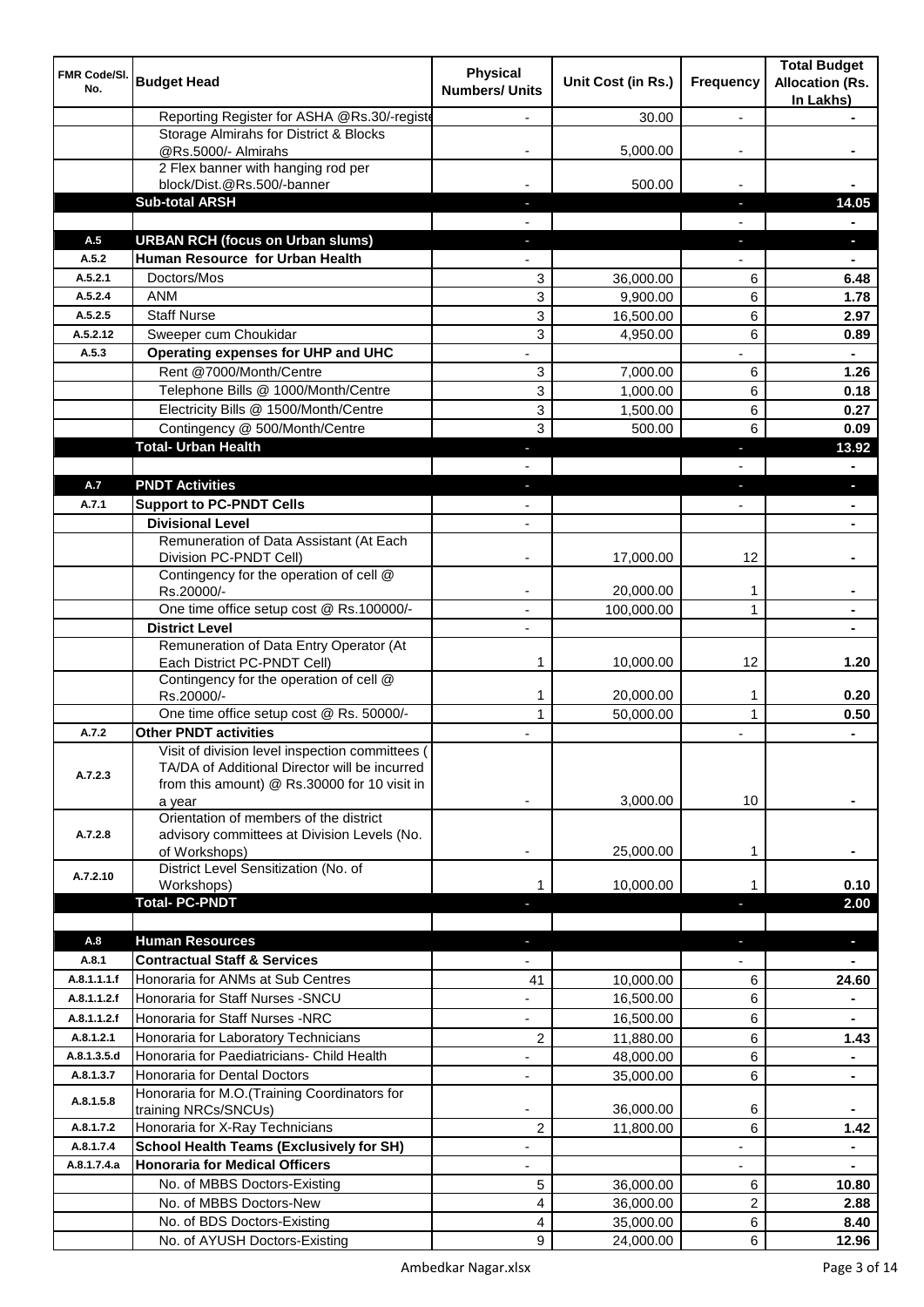| FMR Code/Sl. No. | Budget Head | Physical Numbers/ Units | Unit Cost (in Rs.) | Frequency | Total Budget Allocation (Rs. In Lakhs) |
|---|---|---|---|---|---|
| | Reporting Register for ASHA @Rs.30/-registe | - | 30.00 | - | - |
| | Storage Almirahs for District & Blocks @Rs.5000/- Almirahs | - | 5,000.00 | - | - |
| | 2 Flex banner with hanging rod per block/Dist.@Rs.500/-banner | - | 500.00 | - | - |
| | **Sub-total ARSH** | - | | - | **14.05** |
| | | - | | - | - |
| **A.5** | **URBAN RCH (focus on Urban slums)** | - | | - | - |
| **A.5.2** | **Human Resource for Urban Health** | - | | - | - |
| A.5.2.1 | Doctors/Mos | 3 | 36,000.00 | 6 | **6.48** |
| A.5.2.4 | ANM | 3 | 9,900.00 | 6 | **1.78** |
| A.5.2.5 | Staff Nurse | 3 | 16,500.00 | 6 | **2.97** |
| A.5.2.12 | Sweeper cum Choukidar | 3 | 4,950.00 | 6 | **0.89** |
| **A.5.3** | **Operating expenses for UHP and UHC** | - | | - | - |
| | Rent @7000/Month/Centre | 3 | 7,000.00 | 6 | **1.26** |
| | Telephone Bills @ 1000/Month/Centre | 3 | 1,000.00 | 6 | **0.18** |
| | Electricity Bills @ 1500/Month/Centre | 3 | 1,500.00 | 6 | **0.27** |
| | Contingency @ 500/Month/Centre | 3 | 500.00 | 6 | **0.09** |
| | **Total- Urban Health** | - | | - | **13.92** |
| | | - | | - | - |
| **A.7** | **PNDT Activities** | - | | - | - |
| **A.7.1** | **Support to PC-PNDT Cells** | - | | - | - |
| | **Divisional Level** | - | | | - |
| | Remuneration of Data Assistant (At Each Division PC-PNDT Cell) | - | 17,000.00 | 12 | - |
| | Contingency for the operation of cell @ Rs.20000/- | - | 20,000.00 | 1 | - |
| | One time office setup cost @ Rs.100000/- | - | 100,000.00 | 1 | - |
| | **District Level** | - | | | - |
| | Remuneration of Data Entry Operator (At Each District PC-PNDT Cell) | 1 | 10,000.00 | 12 | **1.20** |
| | Contingency for the operation of cell @ Rs.20000/- | 1 | 20,000.00 | 1 | **0.20** |
| | One time office setup cost @ Rs. 50000/- | 1 | 50,000.00 | 1 | **0.50** |
| **A.7.2** | **Other PNDT activities** | - | | - | - |
| A.7.2.3 | Visit of division level inspection committees ( TA/DA of Additional Director will be incurred from this amount) @ Rs.30000 for 10 visit in a year | - | 3,000.00 | 10 | - |
| A.7.2.8 | Orientation of members of the district advisory committees at Division Levels (No. of Workshops) | - | 25,000.00 | 1 | - |
| A.7.2.10 | District Level Sensitization (No. of Workshops) | 1 | 10,000.00 | 1 | **0.10** |
| | **Total- PC-PNDT** | - | | - | **2.00** |
| | | | | | |
| **A.8** | **Human Resources** | - | | - | - |
| **A.8.1** | **Contractual Staff & Services** | - | | - | - |
| A.8.1.1.1.f | Honoraria for ANMs at Sub Centres | 41 | 10,000.00 | 6 | **24.60** |
| A.8.1.1.2.f | Honoraria for Staff Nurses -SNCU | - | 16,500.00 | 6 | - |
| A.8.1.1.2.f | Honoraria for Staff Nurses -NRC | - | 16,500.00 | 6 | - |
| A.8.1.2.1 | Honoraria for Laboratory Technicians | 2 | 11,880.00 | 6 | **1.43** |
| A.8.1.3.5.d | Honoraria for Paediatricians- Child Health | - | 48,000.00 | 6 | - |
| A.8.1.3.7 | Honoraria for Dental Doctors | - | 35,000.00 | 6 | - |
| A.8.1.5.8 | Honoraria for M.O.(Training Coordinators for training NRCs/SNCUs) | - | 36,000.00 | 6 | - |
| A.8.1.7.2 | Honoraria for X-Ray Technicians | 2 | 11,800.00 | 6 | **1.42** |
| **A.8.1.7.4** | **School Health Teams (Exclusively for SH)** | - | | - | - |
| **A.8.1.7.4.a** | **Honoraria for Medical Officers** | - | | - | - |
| | No. of MBBS Doctors-Existing | 5 | 36,000.00 | 6 | **10.80** |
| | No. of MBBS Doctors-New | 4 | 36,000.00 | 2 | **2.88** |
| | No. of BDS Doctors-Existing | 4 | 35,000.00 | 6 | **8.40** |
| | No. of AYUSH Doctors-Existing | 9 | 24,000.00 | 6 | **12.96** |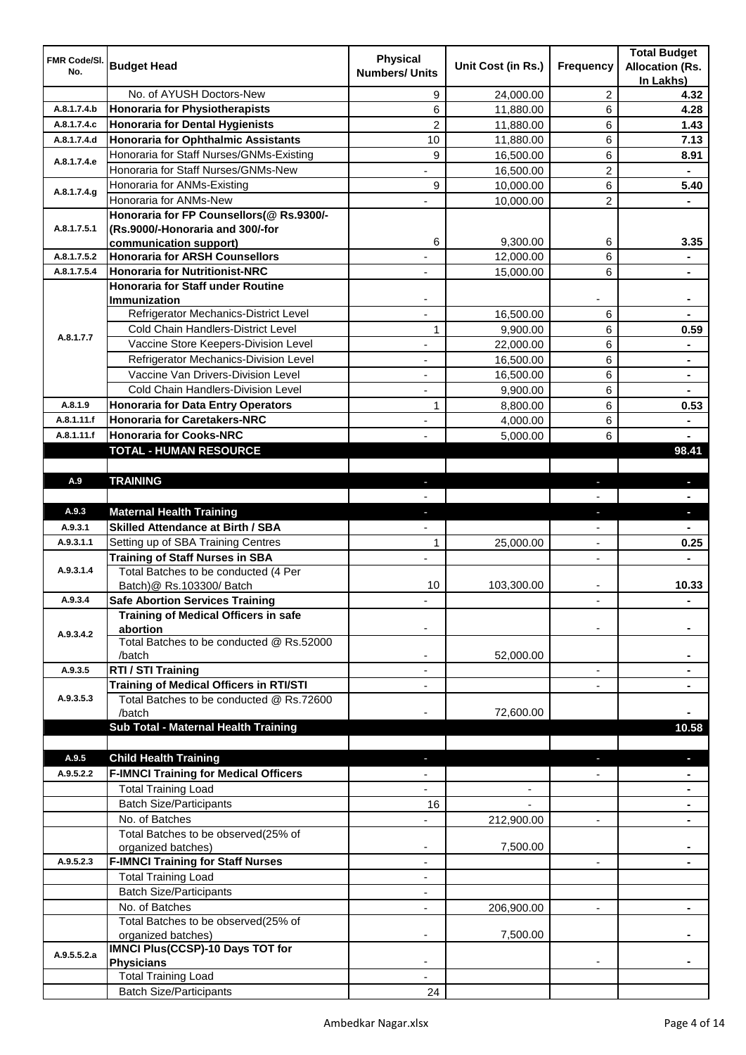| FMR Code/Sl. No. | Budget Head | Physical Numbers/ Units | Unit Cost (in Rs.) | Frequency | Total Budget Allocation (Rs. In Lakhs) |
|---|---|---|---|---|---|
| | No. of AYUSH Doctors-New | 9 | 24,000.00 | 2 | 4.32 |
| A.8.1.7.4.b | **Honoraria for Physiotherapists** | 6 | 11,880.00 | 6 | 4.28 |
| A.8.1.7.4.c | **Honoraria for Dental Hygienists** | 2 | 11,880.00 | 6 | 1.43 |
| A.8.1.7.4.d | **Honoraria for Ophthalmic Assistants** | 10 | 11,880.00 | 6 | 7.13 |
| A.8.1.7.4.e | Honoraria for Staff Nurses/GNMs-Existing | 9 | 16,500.00 | 6 | 8.91 |
| | Honoraria for Staff Nurses/GNMs-New | - | 16,500.00 | 2 | - |
| A.8.1.7.4.g | Honoraria for ANMs-Existing | 9 | 10,000.00 | 6 | 5.40 |
| | Honoraria for ANMs-New | - | 10,000.00 | 2 | - |
| A.8.1.7.5.1 | **Honoraria for FP Counsellors(@ Rs.9300/- (Rs.9000/-Honoraria and 300/-for communication support)** | 6 | 9,300.00 | 6 | 3.35 |
| A.8.1.7.5.2 | **Honoraria for ARSH Counsellors** | - | 12,000.00 | 6 | - |
| A.8.1.7.5.4 | **Honoraria for Nutritionist-NRC** | - | 15,000.00 | 6 | - |
| A.8.1.7.7 | **Honoraria for Staff under Routine Immunization** | - | | - | - |
| | Refrigerator Mechanics-District Level | - | 16,500.00 | 6 | - |
| | Cold Chain Handlers-District Level | 1 | 9,900.00 | 6 | 0.59 |
| | Vaccine Store Keepers-Division Level | - | 22,000.00 | 6 | - |
| | Refrigerator Mechanics-Division Level | - | 16,500.00 | 6 | - |
| | Vaccine Van Drivers-Division Level | - | 16,500.00 | 6 | - |
| | Cold Chain Handlers-Division Level | - | 9,900.00 | 6 | - |
| A.8.1.9 | **Honoraria for Data Entry Operators** | 1 | 8,800.00 | 6 | 0.53 |
| A.8.1.11.f | **Honoraria for Caretakers-NRC** | - | 4,000.00 | 6 | - |
| A.8.1.11.f | **Honoraria for Cooks-NRC** | - | 5,000.00 | 6 | - |
| | **TOTAL - HUMAN RESOURCE** | | | | **98.41** |
| | | | | | |
| **A.9** | **TRAINING** | - | | - | - |
| | | - | | - | - |
| **A.9.3** | **Maternal Health Training** | - | | - | - |
| A.9.3.1 | **Skilled Attendance at Birth / SBA** | - | | - | - |
| A.9.3.1.1 | Setting up of SBA Training Centres | 1 | 25,000.00 | - | 0.25 |
| A.9.3.1.4 | **Training of Staff Nurses in SBA** | - | | - | - |
| | Total Batches to be conducted (4 Per Batch)@ Rs.103300/ Batch | 10 | 103,300.00 | - | 10.33 |
| A.9.3.4 | **Safe Abortion Services Training** | - | | - | - |
| A.9.3.4.2 | **Training of Medical Officers in safe abortion** | - | | - | - |
| | Total Batches to be conducted @ Rs.52000 /batch | - | 52,000.00 | | - |
| A.9.3.5 | **RTI / STI Training** | - | | - | - |
| A.9.3.5.3 | **Training of Medical Officers in RTI/STI** | - | | - | - |
| | Total Batches to be conducted @ Rs.72600 /batch | - | 72,600.00 | | - |
| | **Sub Total - Maternal Health Training** | | | | **10.58** |
| | | | | | |
| **A.9.5** | **Child Health Training** | - | | - | - |
| A.9.5.2.2 | **F-IMNCI Training for Medical Officers** | - | | - | - |
| | Total Training Load | - | - | | - |
| | Batch Size/Participants | 16 | - | | - |
| | No. of Batches | - | 212,900.00 | - | - |
| | Total Batches to be observed(25% of organized batches) | - | 7,500.00 | | - |
| A.9.5.2.3 | **F-IMNCI Training for Staff Nurses** | - | | - | - |
| | Total Training Load | - | | | |
| | Batch Size/Participants | - | | | |
| | No. of Batches | - | 206,900.00 | - | - |
| | Total Batches to be observed(25% of organized batches) | - | 7,500.00 | | - |
| A.9.5.5.2.a | **IMNCI Plus(CCSP)-10 Days TOT for Physicians** | - | | - | - |
| | Total Training Load | - | | | |
| | Batch Size/Participants | 24 | | | |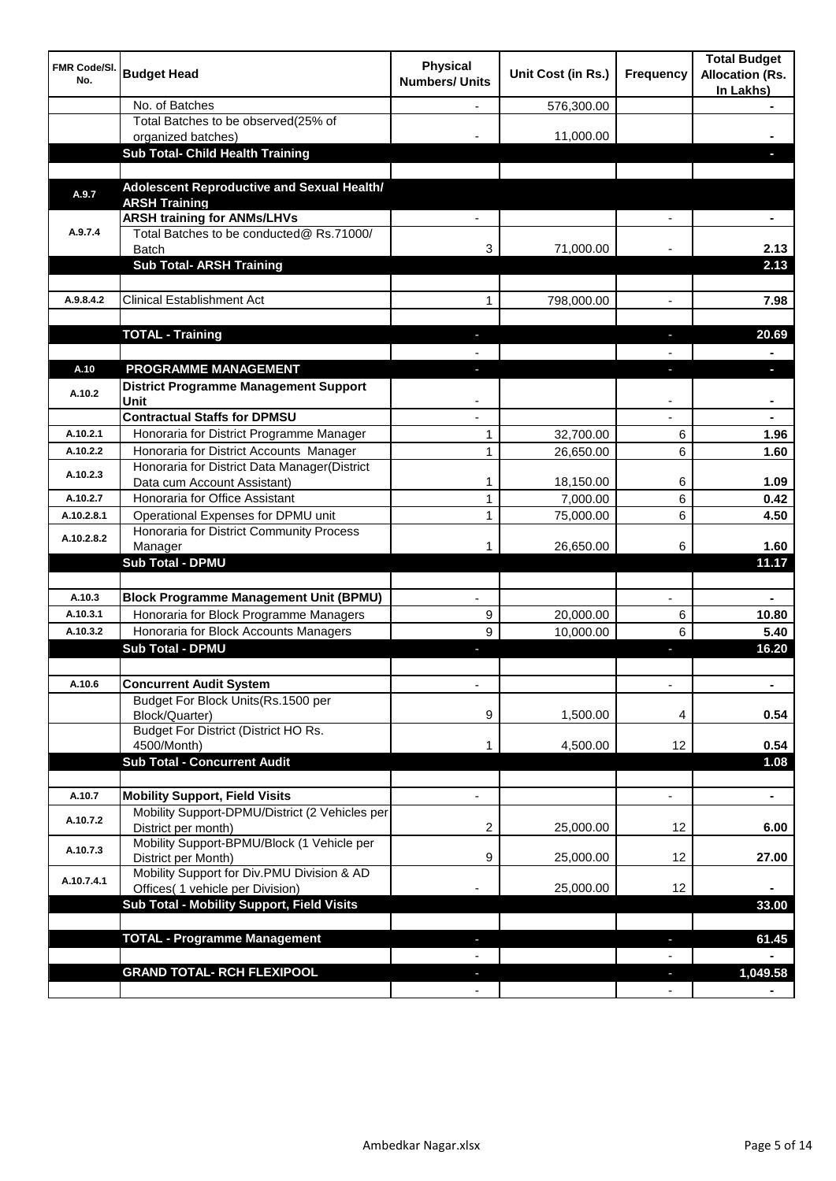| FMR Code/Sl. No. | Budget Head | Physical Numbers/ Units | Unit Cost (in Rs.) | Frequency | Total Budget Allocation (Rs. In Lakhs) |
|---|---|---|---|---|---|
| | No. of Batches | - | 576,300.00 | | - |
| | Total Batches to be observed(25% of organized batches) | - | 11,000.00 | | - |
| | **Sub Total- Child Health Training** | | | | - |
| | | | | | |
| A.9.7 | **Adolescent Reproductive and Sexual Health/ ARSH Training** | | | | |
| A.9.7.4 | **ARSH training for ANMs/LHVs** | - | | - | - |
| | Total Batches to be conducted@ Rs.71000/ Batch | 3 | 71,000.00 | - | 2.13 |
| | **Sub Total- ARSH Training** | | | | 2.13 |
| | | | | | |
| A.9.8.4.2 | Clinical Establishment Act | 1 | 798,000.00 | - | 7.98 |
| | | | | | |
| | **TOTAL - Training** | - | | - | 20.69 |
| | | - | | - | - |
| A.10 | **PROGRAMME MANAGEMENT** | - | | - | - |
| A.10.2 | **District Programme Management Support Unit** | - | | - | - |
| | **Contractual Staffs for DPMSU** | - | | - | - |
| A.10.2.1 | Honoraria for District Programme Manager | 1 | 32,700.00 | 6 | 1.96 |
| A.10.2.2 | Honoraria for District Accounts Manager | 1 | 26,650.00 | 6 | 1.60 |
| A.10.2.3 | Honoraria for District Data Manager(District Data cum Account Assistant) | 1 | 18,150.00 | 6 | 1.09 |
| A.10.2.7 | Honoraria for Office Assistant | 1 | 7,000.00 | 6 | 0.42 |
| A.10.2.8.1 | Operational Expenses for DPMU unit | 1 | 75,000.00 | 6 | 4.50 |
| A.10.2.8.2 | Honoraria for District Community Process Manager | 1 | 26,650.00 | 6 | 1.60 |
| | **Sub Total - DPMU** | | | | 11.17 |
| | | | | | |
| A.10.3 | **Block Programme Management Unit (BPMU)** | - | | - | - |
| A.10.3.1 | Honoraria for Block Programme Managers | 9 | 20,000.00 | 6 | 10.80 |
| A.10.3.2 | Honoraria for Block Accounts Managers | 9 | 10,000.00 | 6 | 5.40 |
| | **Sub Total - DPMU** | - | | - | 16.20 |
| | | | | | |
| A.10.6 | **Concurrent Audit System** | - | | - | - |
| | Budget For Block Units(Rs.1500 per Block/Quarter) | 9 | 1,500.00 | 4 | 0.54 |
| | Budget For District (District HO Rs. 4500/Month) | 1 | 4,500.00 | 12 | 0.54 |
| | **Sub Total - Concurrent Audit** | | | | 1.08 |
| | | | | | |
| A.10.7 | **Mobility Support, Field Visits** | - | | - | - |
| A.10.7.2 | Mobility Support-DPMU/District (2 Vehicles per District per month) | 2 | 25,000.00 | 12 | 6.00 |
| A.10.7.3 | Mobility Support-BPMU/Block (1 Vehicle per District per Month) | 9 | 25,000.00 | 12 | 27.00 |
| A.10.7.4.1 | Mobility Support for Div.PMU Division & AD Offices( 1 vehicle per Division) | - | 25,000.00 | 12 | - |
| | **Sub Total - Mobility Support, Field Visits** | | | | 33.00 |
| | | | | | |
| | **TOTAL - Programme Management** | - | | - | 61.45 |
| | | - | | - | - |
| | **GRAND TOTAL- RCH FLEXIPOOL** | - | | - | 1,049.58 |
| | | - | | - | - |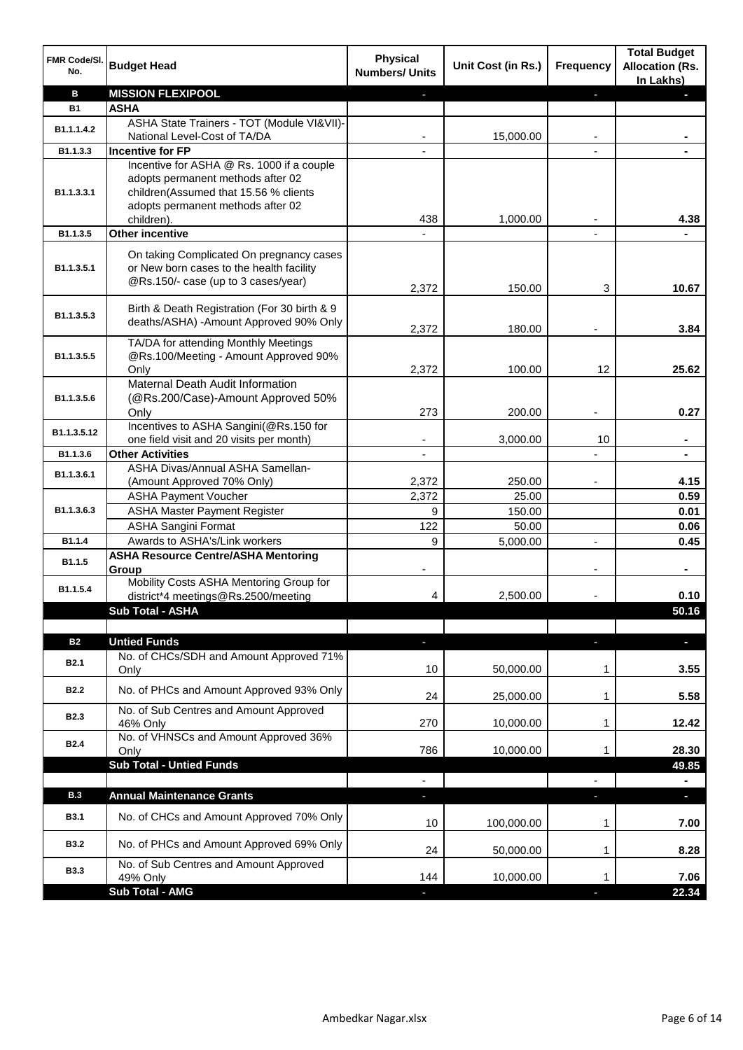| FMR Code/Sl. No. | Budget Head | Physical Numbers/ Units | Unit Cost (in Rs.) | Frequency | Total Budget Allocation (Rs. In Lakhs) |
|---|---|---|---|---|---|
| **B** | **MISSION FLEXIPOOL** | - | | - | - |
| **B1** | **ASHA** | | | | |
| B1.1.1.4.2 | ASHA State Trainers - TOT (Module VI&VII)-National Level-Cost of TA/DA | - | 15,000.00 | - | - |
| B1.1.3.3 | **Incentive for FP** | - | | - | - |
| B1.1.3.3.1 | Incentive for ASHA @ Rs. 1000 if a couple adopts permanent methods after 02 children(Assumed that 15.56 % clients adopts permanent methods after 02 children). | 438 | 1,000.00 | - | 4.38 |
| B1.1.3.5 | **Other incentive** | - | | - | - |
| B1.1.3.5.1 | On taking Complicated On pregnancy cases or New born cases to the health facility @Rs.150/- case (up to 3 cases/year) | 2,372 | 150.00 | 3 | 10.67 |
| B1.1.3.5.3 | Birth & Death Registration (For 30 birth & 9 deaths/ASHA) -Amount Approved 90% Only | 2,372 | 180.00 | - | 3.84 |
| B1.1.3.5.5 | TA/DA for attending Monthly Meetings @Rs.100/Meeting - Amount Approved 90% Only | 2,372 | 100.00 | 12 | 25.62 |
| B1.1.3.5.6 | Maternal Death Audit Information (@Rs.200/Case)-Amount Approved 50% Only | 273 | 200.00 | - | 0.27 |
| B1.1.3.5.12 | Incentives to ASHA Sangini(@Rs.150 for one field visit and 20 visits per month) | - | 3,000.00 | 10 | - |
| B1.1.3.6 | **Other Activities** | - | | - | - |
| B1.1.3.6.1 | ASHA Divas/Annual ASHA Samellan-(Amount Approved 70% Only) | 2,372 | 250.00 | - | 4.15 |
| B1.1.3.6.3 | ASHA Payment Voucher | 2,372 | 25.00 | | 0.59 |
| | ASHA Master Payment Register | 9 | 150.00 | | 0.01 |
| | ASHA Sangini Format | 122 | 50.00 | | 0.06 |
| B1.1.4 | Awards to ASHA's/Link workers | 9 | 5,000.00 | - | 0.45 |
| B1.1.5 | **ASHA Resource Centre/ASHA Mentoring Group** | - | | - | - |
| B1.1.5.4 | Mobility Costs ASHA Mentoring Group for district*4 meetings@Rs.2500/meeting | 4 | 2,500.00 | - | 0.10 |
| | **Sub Total - ASHA** | | | | **50.16** |
| | | | | | |
| **B2** | **Untied Funds** | - | | - | - |
| B2.1 | No. of CHCs/SDH and Amount Approved 71% Only | 10 | 50,000.00 | 1 | 3.55 |
| B2.2 | No. of PHCs and Amount Approved 93% Only | 24 | 25,000.00 | 1 | 5.58 |
| B2.3 | No. of Sub Centres and Amount Approved 46% Only | 270 | 10,000.00 | 1 | 12.42 |
| B2.4 | No. of VHNSCs and Amount Approved 36% Only | 786 | 10,000.00 | 1 | 28.30 |
| | **Sub Total - Untied Funds** | | | | **49.85** |
| | | - | | - | - |
| **B.3** | **Annual Maintenance Grants** | - | | - | - |
| B3.1 | No. of CHCs and Amount Approved 70% Only | 10 | 100,000.00 | 1 | 7.00 |
| B3.2 | No. of PHCs and Amount Approved 69% Only | 24 | 50,000.00 | 1 | 8.28 |
| B3.3 | No. of Sub Centres and Amount Approved 49% Only | 144 | 10,000.00 | 1 | 7.06 |
| | **Sub Total - AMG** | - | | - | **22.34** |

Ambedkar Nagar.xlsx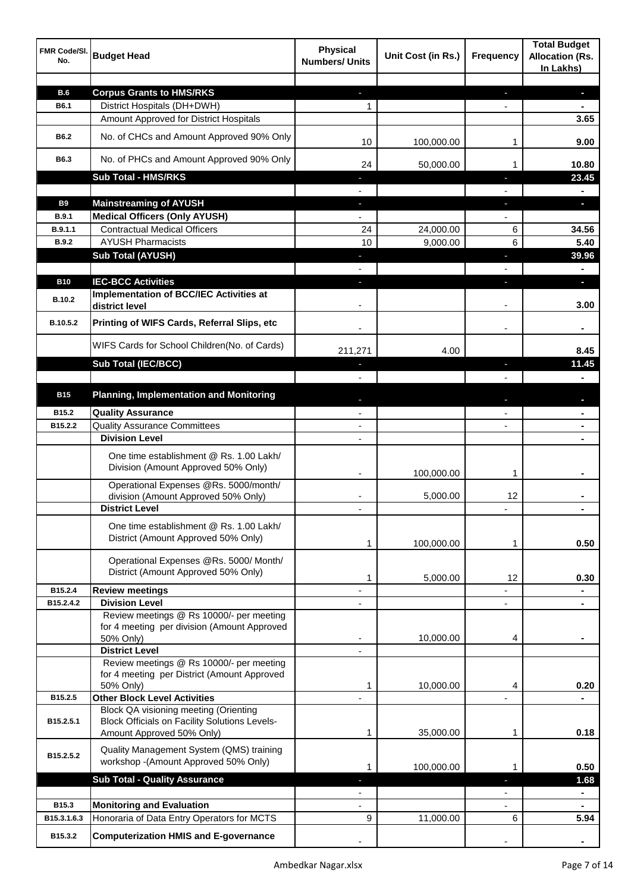| FMR Code/Sl. No. | Budget Head | Physical Numbers/ Units | Unit Cost (in Rs.) | Frequency | Total Budget Allocation (Rs. In Lakhs) |
|---|---|---|---|---|---|
| | | | | | |
| **B.6** | **Corpus Grants to HMS/RKS** | - | | - | - |
| **B6.1** | District Hospitals (DH+DWH) | 1 | | - | - |
| | Amount Approved for District Hospitals | | | | **3.65** |
| **B6.2** | No. of CHCs and Amount Approved 90% Only | 10 | 100,000.00 | 1 | **9.00** |
| **B6.3** | No. of PHCs and Amount Approved 90% Only | 24 | 50,000.00 | 1 | **10.80** |
| | **Sub Total - HMS/RKS** | - | | - | **23.45** |
| | | - | | - | - |
| **B9** | **Mainstreaming of AYUSH** | - | | - | - |
| **B.9.1** | **Medical Officers (Only AYUSH)** | - | | - | |
| **B.9.1.1** | Contractual Medical Officers | 24 | 24,000.00 | 6 | **34.56** |
| **B.9.2** | AYUSH Pharmacists | 10 | 9,000.00 | 6 | **5.40** |
| | **Sub Total (AYUSH)** | - | | - | **39.96** |
| | | - | | - | - |
| **B10** | **IEC-BCC Activities** | - | | - | - |
| **B.10.2** | **Implementation of BCC/IEC Activities at district level** | - | | - | **3.00** |
| **B.10.5.2** | **Printing of WIFS Cards, Referral Slips, etc** | - | | - | - |
| | WIFS Cards for School Children(No. of Cards) | 211,271 | 4.00 | | **8.45** |
| | **Sub Total (IEC/BCC)** | - | | - | **11.45** |
| | | - | | - | - |
| **B15** | **Planning, Implementation and Monitoring** | - | | - | - |
| **B15.2** | **Quality Assurance** | - | | - | - |
| **B15.2.2** | Quality Assurance Committees | - | | - | - |
| | **Division Level** | - | | | - |
| | One time establishment @ Rs. 1.00 Lakh/ Division (Amount Approved 50% Only) | - | 100,000.00 | 1 | - |
| | Operational Expenses @Rs. 5000/month/ division (Amount Approved 50% Only) | - | 5,000.00 | 12 | - |
| | **District Level** | - | | - | - |
| | One time establishment @ Rs. 1.00 Lakh/ District (Amount Approved 50% Only) | 1 | 100,000.00 | 1 | **0.50** |
| | Operational Expenses @Rs. 5000/ Month/ District (Amount Approved 50% Only) | 1 | 5,000.00 | 12 | **0.30** |
| **B15.2.4** | **Review meetings** | - | | - | - |
| **B15.2.4.2** | **Division Level** | - | | - | - |
| | Review meetings @ Rs 10000/- per meeting for 4 meeting per division (Amount Approved 50% Only) | - | 10,000.00 | 4 | - |
| | **District Level** | - | | | |
| | Review meetings @ Rs 10000/- per meeting for 4 meeting per District (Amount Approved 50% Only) | 1 | 10,000.00 | 4 | **0.20** |
| **B15.2.5** | **Other Block Level Activities** | - | | - | - |
| **B15.2.5.1** | Block QA visioning meeting (Orienting Block Officials on Facility Solutions Levels-Amount Approved 50% Only) | 1 | 35,000.00 | 1 | **0.18** |
| **B15.2.5.2** | Quality Management System (QMS) training workshop -(Amount Approved 50% Only) | 1 | 100,000.00 | 1 | **0.50** |
| | **Sub Total - Quality Assurance** | - | | - | **1.68** |
| | | - | | - | - |
| **B15.3** | **Monitoring and Evaluation** | - | | - | - |
| **B15.3.1.6.3** | Honoraria of Data Entry Operators for MCTS | 9 | 11,000.00 | 6 | **5.94** |
| **B15.3.2** | **Computerization HMIS and E-governance** | - | | - | - |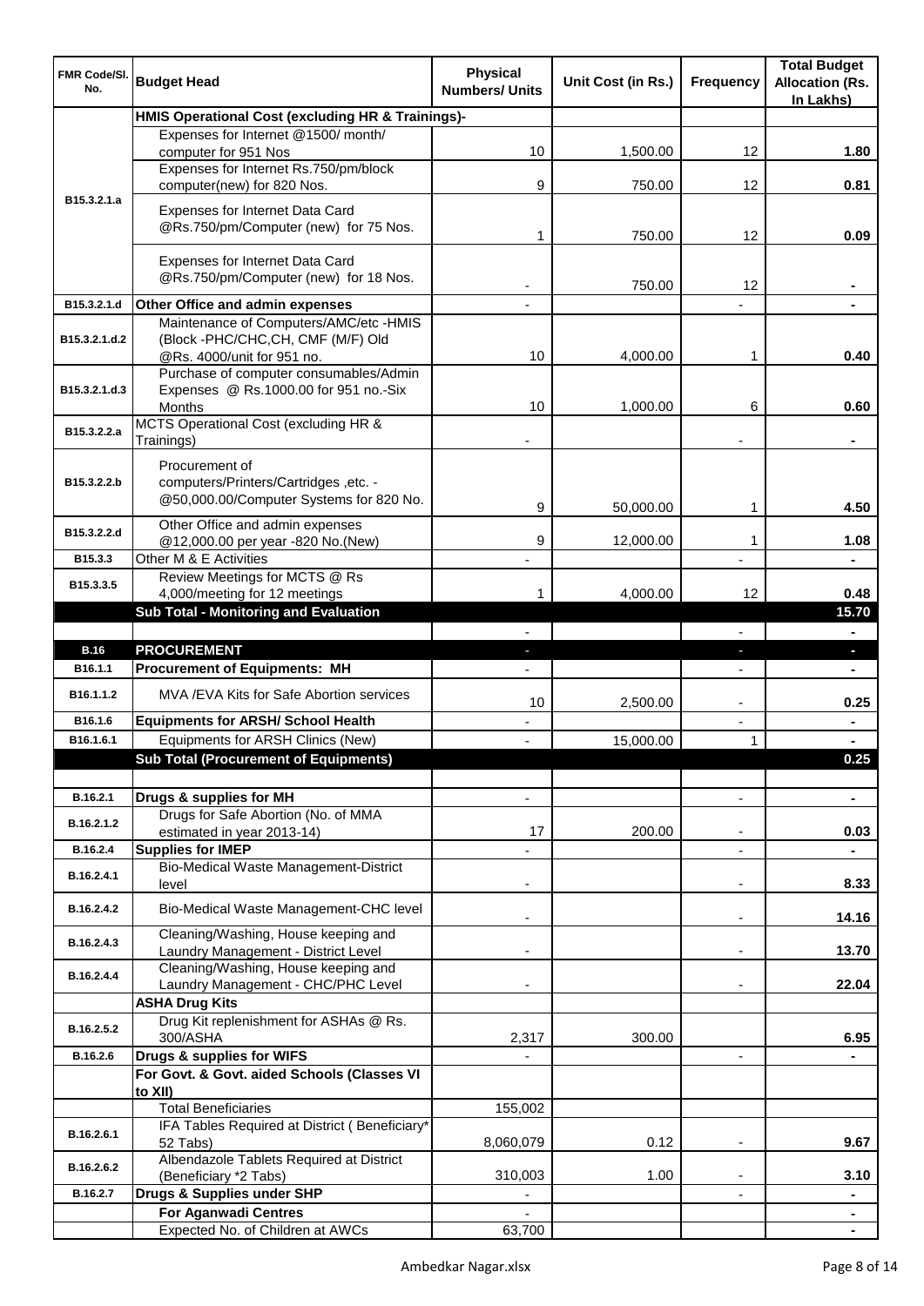| FMR Code/Sl. No. | Budget Head | Physical Numbers/ Units | Unit Cost (in Rs.) | Frequency | Total Budget Allocation (Rs. In Lakhs) |
|---|---|---|---|---|---|
| | **HMIS Operational Cost (excluding HR & Trainings)-** | | | | |
| B15.3.2.1.a | Expenses for Internet @1500/ month/ computer for 951 Nos | 10 | 1,500.00 | 12 | **1.80** |
| | Expenses for Internet Rs.750/pm/block computer(new) for 820 Nos. | 9 | 750.00 | 12 | **0.81** |
| | Expenses for Internet Data Card @Rs.750/pm/Computer (new) for 75 Nos. | 1 | 750.00 | 12 | **0.09** |
| | Expenses for Internet Data Card @Rs.750/pm/Computer (new) for 18 Nos. | - | 750.00 | 12 | **-** |
| B15.3.2.1.d | **Other Office and admin expenses** | - | | - | **-** |
| B15.3.2.1.d.2 | Maintenance of Computers/AMC/etc -HMIS (Block -PHC/CHC,CH, CMF (M/F) Old @Rs. 4000/unit for 951 no. | 10 | 4,000.00 | 1 | **0.40** |
| B15.3.2.1.d.3 | Purchase of computer consumables/Admin Expenses @ Rs.1000.00 for 951 no.-Six Months | 10 | 1,000.00 | 6 | **0.60** |
| B15.3.2.2.a | MCTS Operational Cost (excluding HR & Trainings) | - | | - | **-** |
| B15.3.2.2.b | Procurement of computers/Printers/Cartridges ,etc. - @50,000.00/Computer Systems for 820 No. | 9 | 50,000.00 | 1 | **4.50** |
| B15.3.2.2.d | Other Office and admin expenses @12,000.00 per year -820 No.(New) | 9 | 12,000.00 | 1 | **1.08** |
| B15.3.3 | Other M & E Activities | - | | - | **-** |
| B15.3.3.5 | Review Meetings for MCTS @ Rs 4,000/meeting for 12 meetings | 1 | 4,000.00 | 12 | **0.48** |
| | **Sub Total - Monitoring and Evaluation** | | | | **15.70** |
| | | - | | - | **-** |
| **B.16** | **PROCUREMENT** | - | | - | **-** |
| B16.1.1 | **Procurement of Equipments: MH** | - | | - | **-** |
| B16.1.1.2 | MVA /EVA Kits for Safe Abortion services | 10 | 2,500.00 | - | **0.25** |
| B16.1.6 | **Equipments for ARSH/ School Health** | - | | - | **-** |
| B16.1.6.1 | Equipments for ARSH Clinics (New) | - | 15,000.00 | 1 | **-** |
| | **Sub Total (Procurement of Equipments)** | | | | **0.25** |
| | | | | | |
| B.16.2.1 | **Drugs & supplies for MH** | - | | - | **-** |
| B.16.2.1.2 | Drugs for Safe Abortion (No. of MMA estimated in year 2013-14) | 17 | 200.00 | - | **0.03** |
| B.16.2.4 | **Supplies for IMEP** | - | | - | **-** |
| B.16.2.4.1 | Bio-Medical Waste Management-District level | - | | - | **8.33** |
| B.16.2.4.2 | Bio-Medical Waste Management-CHC level | - | | - | **14.16** |
| B.16.2.4.3 | Cleaning/Washing, House keeping and Laundry Management - District Level | - | | - | **13.70** |
| B.16.2.4.4 | Cleaning/Washing, House keeping and Laundry Management - CHC/PHC Level | - | | - | **22.04** |
| | **ASHA Drug Kits** | | | | |
| B.16.2.5.2 | Drug Kit replenishment for ASHAs @ Rs. 300/ASHA | 2,317 | 300.00 | | **6.95** |
| B.16.2.6 | **Drugs & supplies for WIFS** | - | | - | **-** |
| | **For Govt. & Govt. aided Schools (Classes VI to XII)** | | | | |
| | Total Beneficiaries | 155,002 | | | |
| B.16.2.6.1 | IFA Tables Required at District ( Beneficiary* 52 Tabs) | 8,060,079 | 0.12 | - | **9.67** |
| B.16.2.6.2 | Albendazole Tablets Required at District (Beneficiary *2 Tabs) | 310,003 | 1.00 | - | **3.10** |
| B.16.2.7 | **Drugs & Supplies under SHP** | - | | - | **-** |
| | **For Aganwadi Centres** | - | | | **-** |
| | Expected No. of Children at AWCs | 63,700 | | | **-** |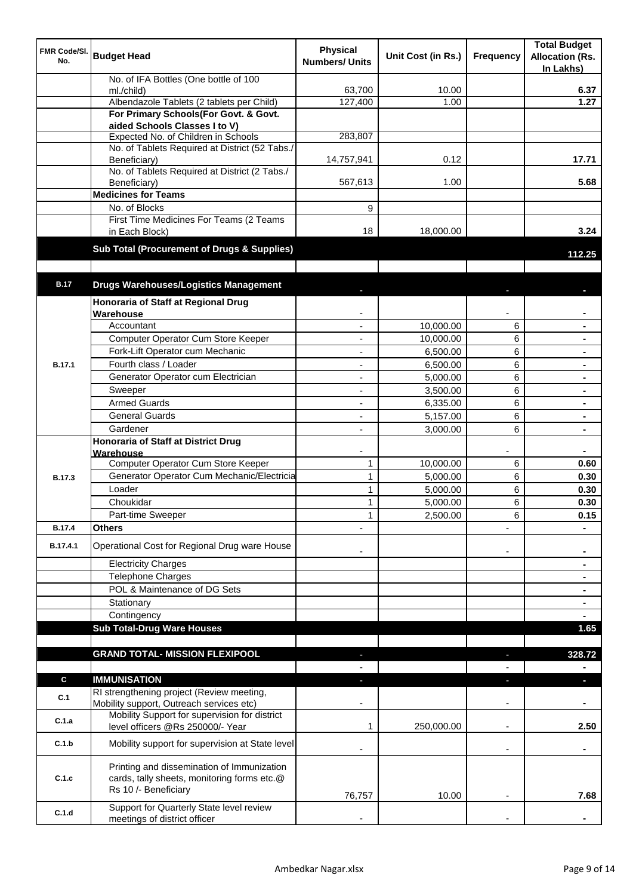| FMR Code/Sl. No. | Budget Head | Physical Numbers/ Units | Unit Cost (in Rs.) | Frequency | Total Budget Allocation (Rs. In Lakhs) |
|---|---|---|---|---|---|
| | No. of IFA Bottles (One bottle of 100 ml./child) | 63,700 | 10.00 | | 6.37 |
| | Albendazole Tablets (2 tablets per Child) | 127,400 | 1.00 | | 1.27 |
| | **For Primary Schools(For Govt. & Govt. aided Schools Classes I to V)** | | | | |
| | Expected No. of Children in Schools | 283,807 | | | |
| | No. of Tablets Required at District (52 Tabs./ Beneficiary) | 14,757,941 | 0.12 | | 17.71 |
| | No. of Tablets Required at District (2 Tabs./ Beneficiary) | 567,613 | 1.00 | | 5.68 |
| | **Medicines for Teams** | | | | |
| | No. of Blocks | 9 | | | |
| | First Time Medicines For Teams (2 Teams in Each Block) | 18 | 18,000.00 | | 3.24 |
| | **Sub Total (Procurement of Drugs & Supplies)** | | | | **112.25** |
| | | | | | |
| **B.17** | **Drugs Warehouses/Logistics Management** | - | | - | - |
| B.17.1 | **Honoraria of Staff at Regional Drug Warehouse** | - | | - | - |
| | Accountant | - | 10,000.00 | 6 | - |
| | Computer Operator Cum Store Keeper | - | 10,000.00 | 6 | - |
| | Fork-Lift Operator cum Mechanic | - | 6,500.00 | 6 | - |
| | Fourth class / Loader | - | 6,500.00 | 6 | - |
| | Generator Operator cum Electrician | - | 5,000.00 | 6 | - |
| | Sweeper | - | 3,500.00 | 6 | - |
| | Armed Guards | - | 6,335.00 | 6 | - |
| | General Guards | - | 5,157.00 | 6 | - |
| | Gardener | - | 3,000.00 | 6 | - |
| B.17.3 | **Honoraria of Staff at District Drug Warehouse** | - | | - | - |
| | Computer Operator Cum Store Keeper | 1 | 10,000.00 | 6 | 0.60 |
| | Generator Operator Cum Mechanic/Electricia | 1 | 5,000.00 | 6 | 0.30 |
| | Loader | 1 | 5,000.00 | 6 | 0.30 |
| | Choukidar | 1 | 5,000.00 | 6 | 0.30 |
| | Part-time Sweeper | 1 | 2,500.00 | 6 | 0.15 |
| B.17.4 | **Others** | - | | - | - |
| B.17.4.1 | Operational Cost for Regional Drug ware House | - | | - | - |
| | Electricity Charges | | | | - |
| | Telephone Charges | | | | - |
| | POL & Maintenance of DG Sets | | | | - |
| | Stationary | | | | - |
| | Contingency | | | | - |
| | **Sub Total-Drug Ware Houses** | | | | **1.65** |
| | | | | | |
| | **GRAND TOTAL- MISSION FLEXIPOOL** | - | | - | **328.72** |
| | | - | | - | - |
| **C** | **IMMUNISATION** | - | | - | - |
| C.1 | RI strengthening project (Review meeting, Mobility support, Outreach services etc) | - | | - | - |
| C.1.a | Mobility Support for supervision for district level officers @Rs 250000/- Year | 1 | 250,000.00 | - | 2.50 |
| C.1.b | Mobility support for supervision at State level | - | | - | - |
| C.1.c | Printing and dissemination of Immunization cards, tally sheets, monitoring forms etc.@ Rs 10 /- Beneficiary | 76,757 | 10.00 | - | 7.68 |
| C.1.d | Support for Quarterly State level review meetings of district officer | - | | - | - |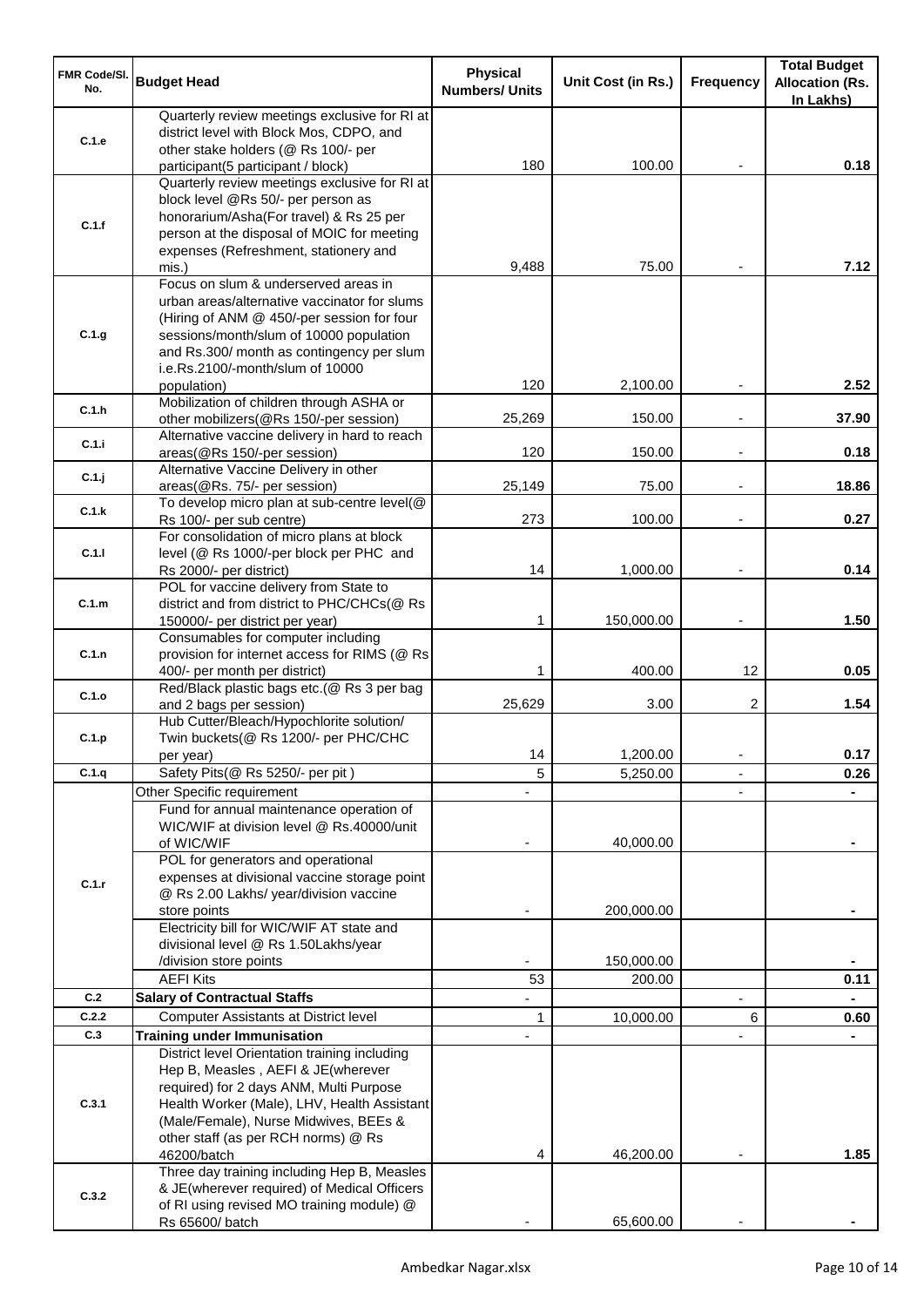| FMR Code/Sl. No. | Budget Head | Physical Numbers/ Units | Unit Cost (in Rs.) | Frequency | Total Budget Allocation (Rs. In Lakhs) |
|---|---|---|---|---|---|
| C.1.e | Quarterly review meetings exclusive for RI at district level with Block Mos, CDPO, and other stake holders (@ Rs 100/- per participant(5 participant / block) | 180 | 100.00 | - | 0.18 |
| C.1.f | Quarterly review meetings exclusive for RI at block level @Rs 50/- per person as honorarium/Asha(For travel) & Rs 25 per person at the disposal of MOIC for meeting expenses (Refreshment, stationery and mis.) | 9,488 | 75.00 | - | 7.12 |
| C.1.g | Focus on slum & underserved areas in urban areas/alternative vaccinator for slums (Hiring of ANM @ 450/-per session for four sessions/month/slum of 10000 population and Rs.300/ month as contingency per slum i.e.Rs.2100/-month/slum of 10000 population) | 120 | 2,100.00 | - | 2.52 |
| C.1.h | Mobilization of children through ASHA or other mobilizers(@Rs 150/-per session) | 25,269 | 150.00 | - | 37.90 |
| C.1.i | Alternative vaccine delivery in hard to reach areas(@Rs 150/-per session) | 120 | 150.00 | - | 0.18 |
| C.1.j | Alternative Vaccine Delivery in other areas(@Rs. 75/- per session) | 25,149 | 75.00 | - | 18.86 |
| C.1.k | To develop micro plan at sub-centre level(@ Rs 100/- per sub centre) | 273 | 100.00 | - | 0.27 |
| C.1.l | For consolidation of micro plans at block level (@ Rs 1000/-per block per PHC and Rs 2000/- per district) | 14 | 1,000.00 | - | 0.14 |
| C.1.m | POL for vaccine delivery from State to district and from district to PHC/CHCs(@ Rs 150000/- per district per year) | 1 | 150,000.00 | - | 1.50 |
| C.1.n | Consumables for computer including provision for internet access for RIMS (@ Rs 400/- per month per district) | 1 | 400.00 | 12 | 0.05 |
| C.1.o | Red/Black plastic bags etc.(@ Rs 3 per bag and 2 bags per session) | 25,629 | 3.00 | 2 | 1.54 |
| C.1.p | Hub Cutter/Bleach/Hypochlorite solution/ Twin buckets(@ Rs 1200/- per PHC/CHC per year) | 14 | 1,200.00 | - | 0.17 |
| C.1.q | Safety Pits(@ Rs 5250/- per pit ) | 5 | 5,250.00 | - | 0.26 |
| C.1.r | Other Specific requirement | - | | - | - |
| | Fund for annual maintenance operation of WIC/WIF at division level @ Rs.40000/unit of WIC/WIF | - | 40,000.00 | | - |
| | POL for generators and operational expenses at divisional vaccine storage point @ Rs 2.00 Lakhs/ year/division vaccine store points | - | 200,000.00 | | - |
| | Electricity bill for WIC/WIF AT state and divisional level @ Rs 1.50Lakhs/year /division store points | - | 150,000.00 | | - |
| | AEFI Kits | 53 | 200.00 | | 0.11 |
| C.2 | **Salary of Contractual Staffs** | - | | - | - |
| C.2.2 | Computer Assistants at District level | 1 | 10,000.00 | 6 | 0.60 |
| C.3 | **Training under Immunisation** | - | | - | - |
| C.3.1 | District level Orientation training including Hep B, Measles , AEFI & JE(wherever required) for 2 days ANM, Multi Purpose Health Worker (Male), LHV, Health Assistant (Male/Female), Nurse Midwives, BEEs & other staff (as per RCH norms) @ Rs 46200/batch | 4 | 46,200.00 | - | 1.85 |
| C.3.2 | Three day training including Hep B, Measles & JE(wherever required) of Medical Officers of RI using revised MO training module) @ Rs 65600/ batch | - | 65,600.00 | - | - |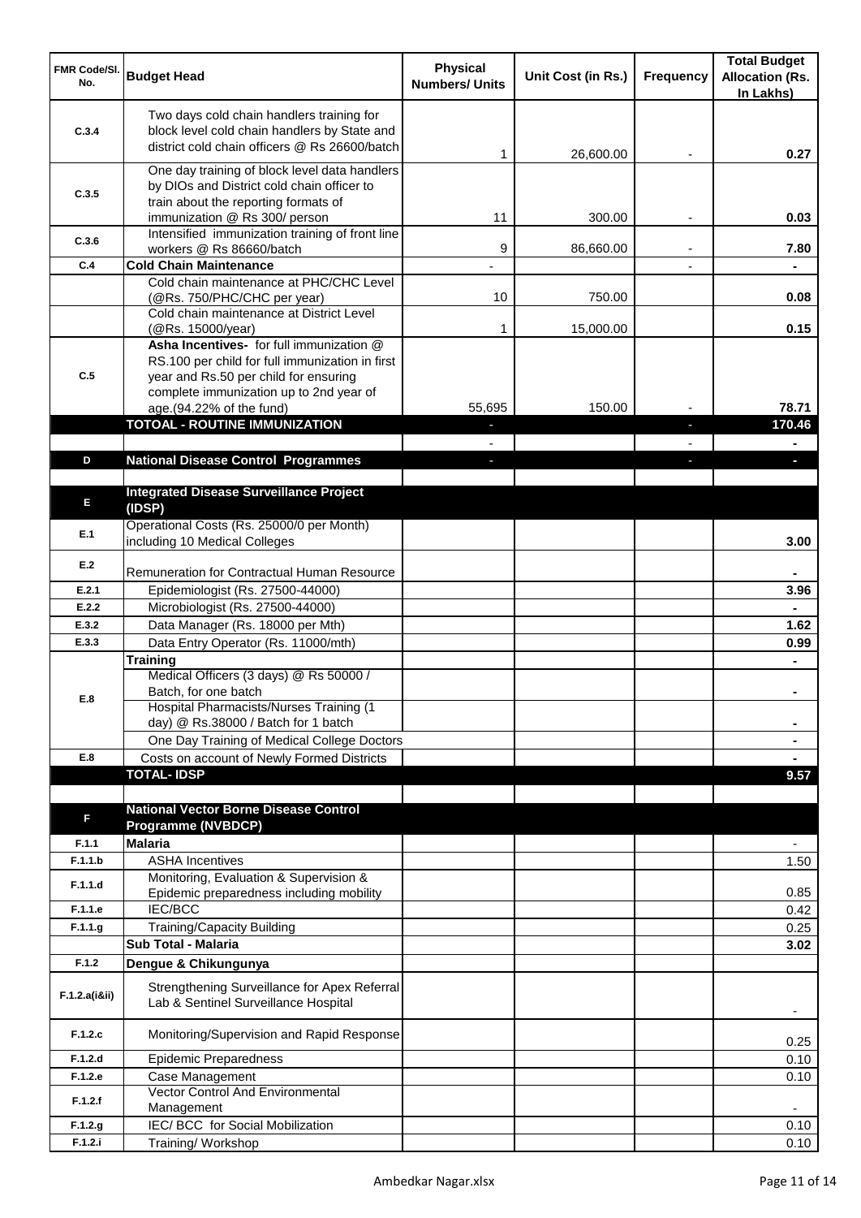| FMR Code/Sl. No. | Budget Head | Physical Numbers/ Units | Unit Cost (in Rs.) | Frequency | Total Budget Allocation (Rs. In Lakhs) |
|---|---|---|---|---|---|
| C.3.4 | Two days cold chain handlers training for block level cold chain handlers by State and district cold chain officers @ Rs 26600/batch | 1 | 26,600.00 | - | 0.27 |
| C.3.5 | One day training of block level data handlers by DIOs and District cold chain officer to train about the reporting formats of immunization @ Rs 300/ person | 11 | 300.00 | - | 0.03 |
| C.3.6 | Intensified immunization training of front line workers @ Rs 86660/batch | 9 | 86,660.00 | - | 7.80 |
| C.4 | **Cold Chain Maintenance** | - | | - | - |
| | Cold chain maintenance at PHC/CHC Level (@Rs. 750/PHC/CHC per year) | 10 | 750.00 | | 0.08 |
| | Cold chain maintenance at District Level (@Rs. 15000/year) | 1 | 15,000.00 | | 0.15 |
| C.5 | **Asha Incentives-** for full immunization @ RS.100 per child for full immunization in first year and Rs.50 per child for ensuring complete immunization up to 2nd year of age.(94.22% of the fund) | 55,695 | 150.00 | - | 78.71 |
| | **TOTOAL - ROUTINE IMMUNIZATION** | - | | - | **170.46** |
| | | - | | - | - |
| D | **National Disease Control Programmes** | - | | - | - |
| | | | | | |
| E | **Integrated Disease Surveillance Project (IDSP)** | | | | |
| E.1 | Operational Costs (Rs. 25000/0 per Month) including 10 Medical Colleges | | | | 3.00 |
| E.2 | Remuneration for Contractual Human Resource | | | | - |
| E.2.1 | Epidemiologist (Rs. 27500-44000) | | | | 3.96 |
| E.2.2 | Microbiologist (Rs. 27500-44000) | | | | - |
| E.3.2 | Data Manager (Rs. 18000 per Mth) | | | | 1.62 |
| E.3.3 | Data Entry Operator (Rs. 11000/mth) | | | | 0.99 |
| E.8 | **Training** | | | | - |
| | Medical Officers (3 days) @ Rs 50000 / Batch, for one batch | | | | - |
| | Hospital Pharmacists/Nurses Training (1 day) @ Rs.38000 / Batch for 1 batch | | | | - |
| | One Day Training of Medical College Doctors | | | | - |
| E.8 | Costs on account of Newly Formed Districts | | | | - |
| | **TOTAL- IDSP** | | | | **9.57** |
| | | | | | |
| F | **National Vector Borne Disease Control Programme (NVBDCP)** | | | | |
| F.1.1 | **Malaria** | | | | - |
| F.1.1.b | ASHA Incentives | | | | 1.50 |
| F.1.1.d | Monitoring, Evaluation & Supervision & Epidemic preparedness including mobility | | | | 0.85 |
| F.1.1.e | IEC/BCC | | | | 0.42 |
| F.1.1.g | Training/Capacity Building | | | | 0.25 |
| | **Sub Total - Malaria** | | | | **3.02** |
| F.1.2 | **Dengue & Chikungunya** | | | | |
| F.1.2.a(i&ii) | Strengthening Surveillance for Apex Referral Lab & Sentinel Surveillance Hospital | | | | - |
| F.1.2.c | Monitoring/Supervision and Rapid Response | | | | 0.25 |
| F.1.2.d | Epidemic Preparedness | | | | 0.10 |
| F.1.2.e | Case Management | | | | 0.10 |
| F.1.2.f | Vector Control And Environmental Management | | | | - |
| F.1.2.g | IEC/ BCC for Social Mobilization | | | | 0.10 |
| F.1.2.i | Training/ Workshop | | | | 0.10 |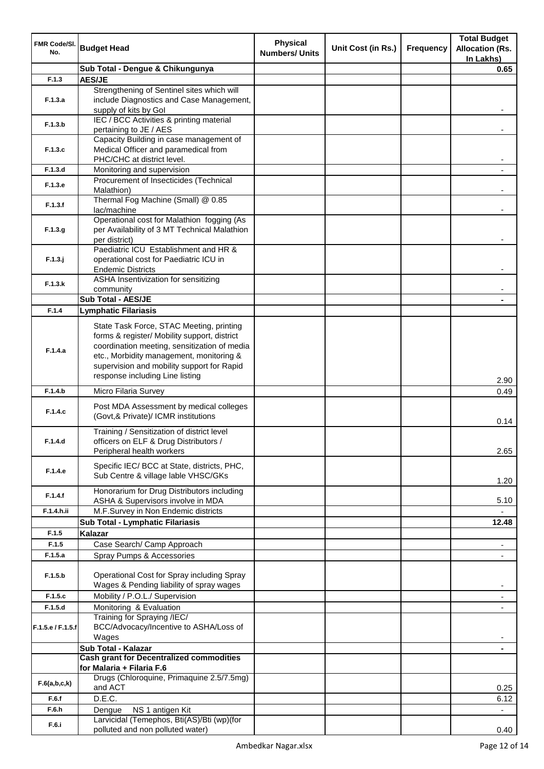| FMR Code/Sl. No. | Budget Head | Physical Numbers/ Units | Unit Cost (in Rs.) | Frequency | Total Budget Allocation (Rs. In Lakhs) |
|---|---|---|---|---|---|
| | **Sub Total - Dengue & Chikungunya** | | | | **0.65** |
| F.1.3 | **AES/JE** | | | | |
| F.1.3.a | Strengthening of Sentinel sites which will include Diagnostics and Case Management, supply of kits by GoI | | | | - |
| F.1.3.b | IEC / BCC Activities & printing material pertaining to JE / AES | | | | - |
| F.1.3.c | Capacity Building in case management of Medical Officer and paramedical from PHC/CHC at district level. | | | | - |
| F.1.3.d | Monitoring and supervision | | | | - |
| F.1.3.e | Procurement of Insecticides (Technical Malathion) | | | | - |
| F.1.3.f | Thermal Fog Machine (Small) @ 0.85 lac/machine | | | | - |
| F.1.3.g | Operational cost for Malathion fogging (As per Availability of 3 MT Technical Malathion per district) | | | | - |
| F.1.3.j | Paediatric ICU Establishment and HR & operational cost for Paediatric ICU in Endemic Districts | | | | - |
| F.1.3.k | ASHA Insentivization for sensitizing community | | | | - |
| | **Sub Total - AES/JE** | | | | **-** |
| F.1.4 | **Lymphatic Filariasis** | | | | |
| F.1.4.a | State Task Force, STAC Meeting, printing forms & register/ Mobility support, district coordination meeting, sensitization of media etc., Morbidity management, monitoring & supervision and mobility support for Rapid response including Line listing | | | | 2.90 |
| F.1.4.b | Micro Filaria Survey | | | | 0.49 |
| F.1.4.c | Post MDA Assessment by medical colleges (Govt,& Private)/ ICMR institutions | | | | 0.14 |
| F.1.4.d | Training / Sensitization of district level officers on ELF & Drug Distributors / Peripheral health workers | | | | 2.65 |
| F.1.4.e | Specific IEC/ BCC at State, districts, PHC, Sub Centre & village lable VHSC/GKs | | | | 1.20 |
| F.1.4.f | Honorarium for Drug Distributors including ASHA & Supervisors involve in MDA | | | | 5.10 |
| F.1.4.h.ii | M.F.Survey in Non Endemic districts | | | | - |
| | **Sub Total - Lymphatic Filariasis** | | | | **12.48** |
| F.1.5 | **Kalazar** | | | | |
| F.1.5 | Case Search/ Camp Approach | | | | - |
| F.1.5.a | Spray Pumps & Accessories | | | | - |
| F.1.5.b | Operational Cost for Spray including Spray Wages & Pending liability of spray wages | | | | - |
| F.1.5.c | Mobility / P.O.L./ Supervision | | | | - |
| F.1.5.d | Monitoring & Evaluation | | | | - |
| F.1.5.e / F.1.5.f | Training for Spraying /IEC/ BCC/Advocacy/Incentive to ASHA/Loss of Wages | | | | - |
| | **Sub Total - Kalazar** | | | | **-** |
| | **Cash grant for Decentralized commodities for Malaria + Filaria F.6** | | | | |
| F.6(a,b,c,k) | Drugs (Chloroquine, Primaquine 2.5/7.5mg) and ACT | | | | 0.25 |
| F.6.f | D.E.C. | | | | 6.12 |
| F.6.h | Dengue NS 1 antigen Kit | | | | - |
| F.6.i | Larvicidal (Temephos, Bti(AS)/Bti (wp)(for polluted and non polluted water) | | | | 0.40 |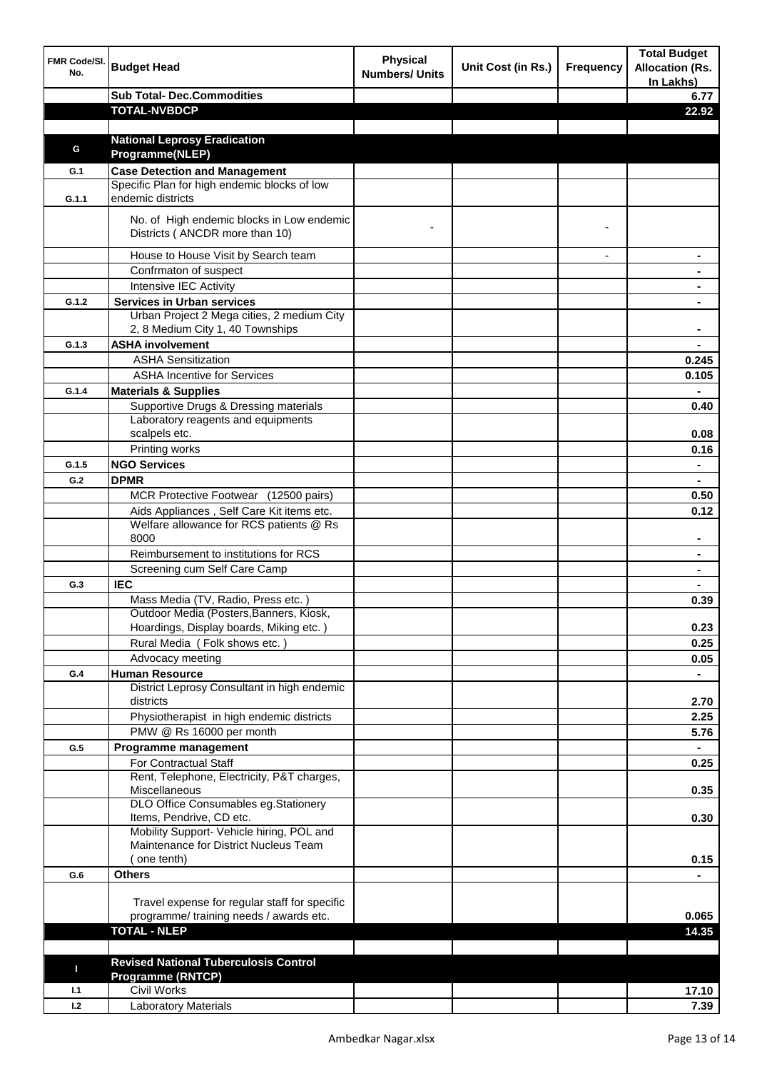| FMR Code/Sl. No. | Budget Head | Physical Numbers/ Units | Unit Cost (in Rs.) | Frequency | Total Budget Allocation (Rs. In Lakhs) |
|---|---|---|---|---|---|
| | **Sub Total- Dec.Commodities** | | | | **6.77** |
| | **TOTAL-NVBDCP** | | | | **22.92** |
| | | | | | |
| **G** | **National Leprosy Eradication Programme(NLEP)** | | | | |
| **G.1** | **Case Detection and Management** | | | | |
| **G.1.1** | Specific Plan for high endemic blocks of low endemic districts | | | | |
| | No. of High endemic blocks in Low endemic Districts ( ANCDR more than 10) | - | | - | |
| | House to House Visit by Search team | | | - | **-** |
| | Confrmaton of suspect | | | | **-** |
| | Intensive IEC Activity | | | | **-** |
| **G.1.2** | **Services in Urban services** | | | | **-** |
| | Urban Project 2 Mega cities, 2 medium City 2, 8 Medium City 1, 40 Townships | | | | **-** |
| **G.1.3** | **ASHA involvement** | | | | **-** |
| | ASHA Sensitization | | | | **0.245** |
| | ASHA Incentive for Services | | | | **0.105** |
| **G.1.4** | **Materials & Supplies** | | | | **-** |
| | Supportive Drugs & Dressing materials | | | | **0.40** |
| | Laboratory reagents and equipments scalpels etc. | | | | **0.08** |
| | Printing works | | | | **0.16** |
| **G.1.5** | **NGO Services** | | | | **-** |
| **G.2** | **DPMR** | | | | **-** |
| | MCR Protective Footwear (12500 pairs) | | | | **0.50** |
| | Aids Appliances , Self Care Kit items etc. | | | | **0.12** |
| | Welfare allowance for RCS patients @ Rs 8000 | | | | **-** |
| | Reimbursement to institutions for RCS | | | | **-** |
| | Screening cum Self Care Camp | | | | **-** |
| **G.3** | **IEC** | | | | **-** |
| | Mass Media (TV, Radio, Press etc. ) | | | | **0.39** |
| | Outdoor Media (Posters,Banners, Kiosk, Hoardings, Display boards, Miking etc. ) | | | | **0.23** |
| | Rural Media ( Folk shows etc. ) | | | | **0.25** |
| | Advocacy meeting | | | | **0.05** |
| **G.4** | **Human Resource** | | | | **-** |
| | District Leprosy Consultant in high endemic districts | | | | **2.70** |
| | Physiotherapist in high endemic districts | | | | **2.25** |
| | PMW @ Rs 16000 per month | | | | **5.76** |
| **G.5** | **Programme management** | | | | **-** |
| | For Contractual Staff | | | | **0.25** |
| | Rent, Telephone, Electricity, P&T charges, Miscellaneous | | | | **0.35** |
| | DLO Office Consumables eg.Stationery Items, Pendrive, CD etc. | | | | **0.30** |
| | Mobility Support- Vehicle hiring, POL and Maintenance for District Nucleus Team ( one tenth) | | | | **0.15** |
| **G.6** | **Others** | | | | **-** |
| | Travel expense for regular staff for specific programme/ training needs / awards etc. | | | | **0.065** |
| | **TOTAL - NLEP** | | | | **14.35** |
| | | | | | |
| **I** | **Revised National Tuberculosis Control Programme (RNTCP)** | | | | |
| **I.1** | Civil Works | | | | **17.10** |
| **I.2** | Laboratory Materials | | | | **7.39** |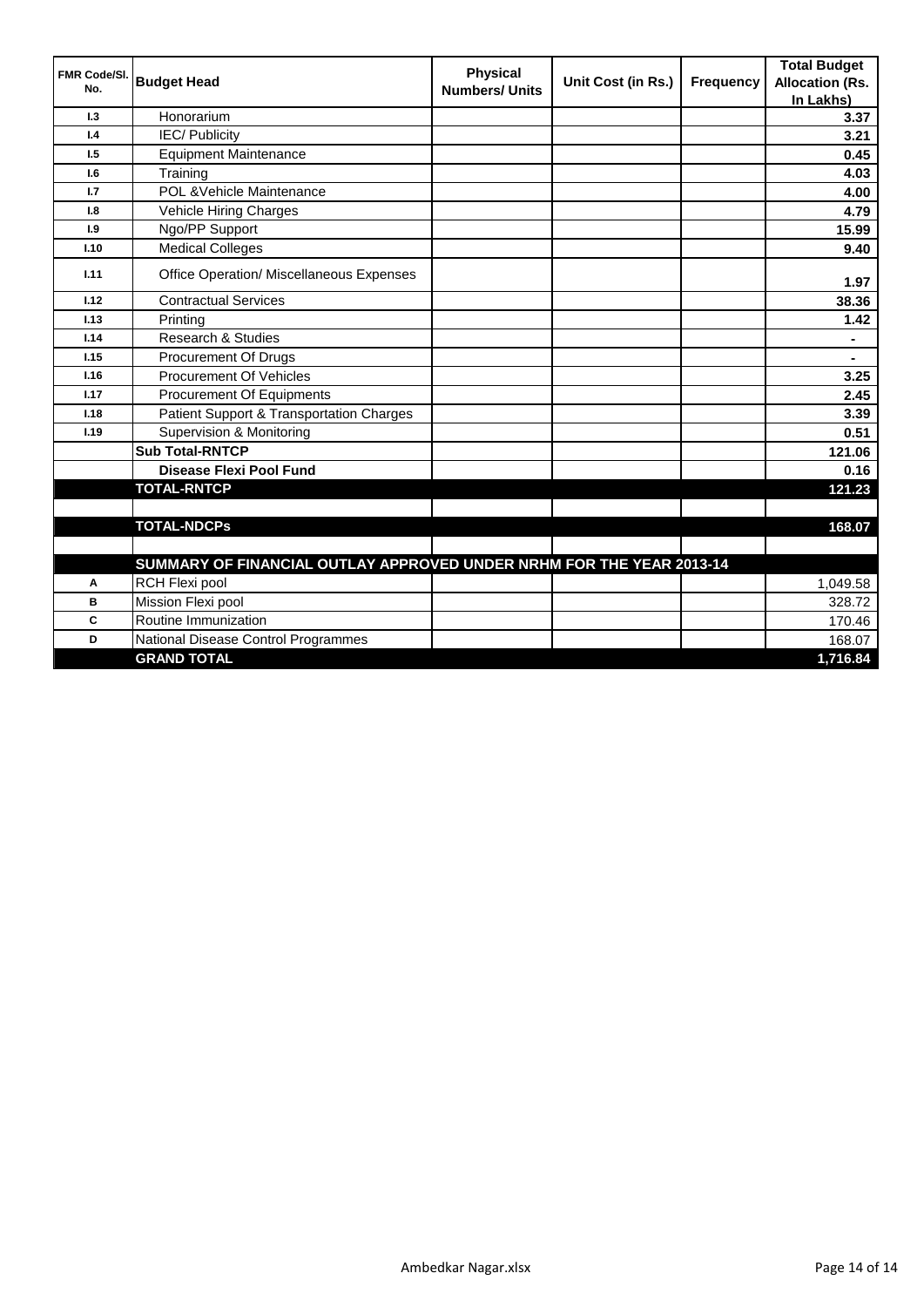| FMR Code/Sl. No. | Budget Head | Physical Numbers/ Units | Unit Cost (in Rs.) | Frequency | Total Budget Allocation (Rs. In Lakhs) |
|---|---|---|---|---|---|
| I.3 | Honorarium | | | | 3.37 |
| I.4 | IEC/ Publicity | | | | 3.21 |
| I.5 | Equipment Maintenance | | | | 0.45 |
| I.6 | Training | | | | 4.03 |
| I.7 | POL &Vehicle Maintenance | | | | 4.00 |
| I.8 | Vehicle Hiring Charges | | | | 4.79 |
| I.9 | Ngo/PP Support | | | | 15.99 |
| I.10 | Medical Colleges | | | | 9.40 |
| I.11 | Office Operation/ Miscellaneous Expenses | | | | 1.97 |
| I.12 | Contractual Services | | | | 38.36 |
| I.13 | Printing | | | | 1.42 |
| I.14 | Research & Studies | | | | - |
| I.15 | Procurement Of Drugs | | | | - |
| I.16 | Procurement Of Vehicles | | | | 3.25 |
| I.17 | Procurement Of Equipments | | | | 2.45 |
| I.18 | Patient Support & Transportation Charges | | | | 3.39 |
| I.19 | Supervision & Monitoring | | | | 0.51 |
| | **Sub Total-RNTCP** | | | | **121.06** |
| | **Disease Flexi Pool Fund** | | | | **0.16** |
| | **TOTAL-RNTCP** | | | | **121.23** |
| | | | | | |
| | **TOTAL-NDCPs** | | | | **168.07** |
| | | | | | |
| | **SUMMARY OF FINANCIAL OUTLAY APPROVED UNDER NRHM FOR THE YEAR 2013-14** | | | | |
| A | RCH Flexi pool | | | | 1,049.58 |
| B | Mission Flexi pool | | | | 328.72 |
| C | Routine Immunization | | | | 170.46 |
| D | National Disease Control Programmes | | | | 168.07 |
| | **GRAND TOTAL** | | | | **1,716.84** |